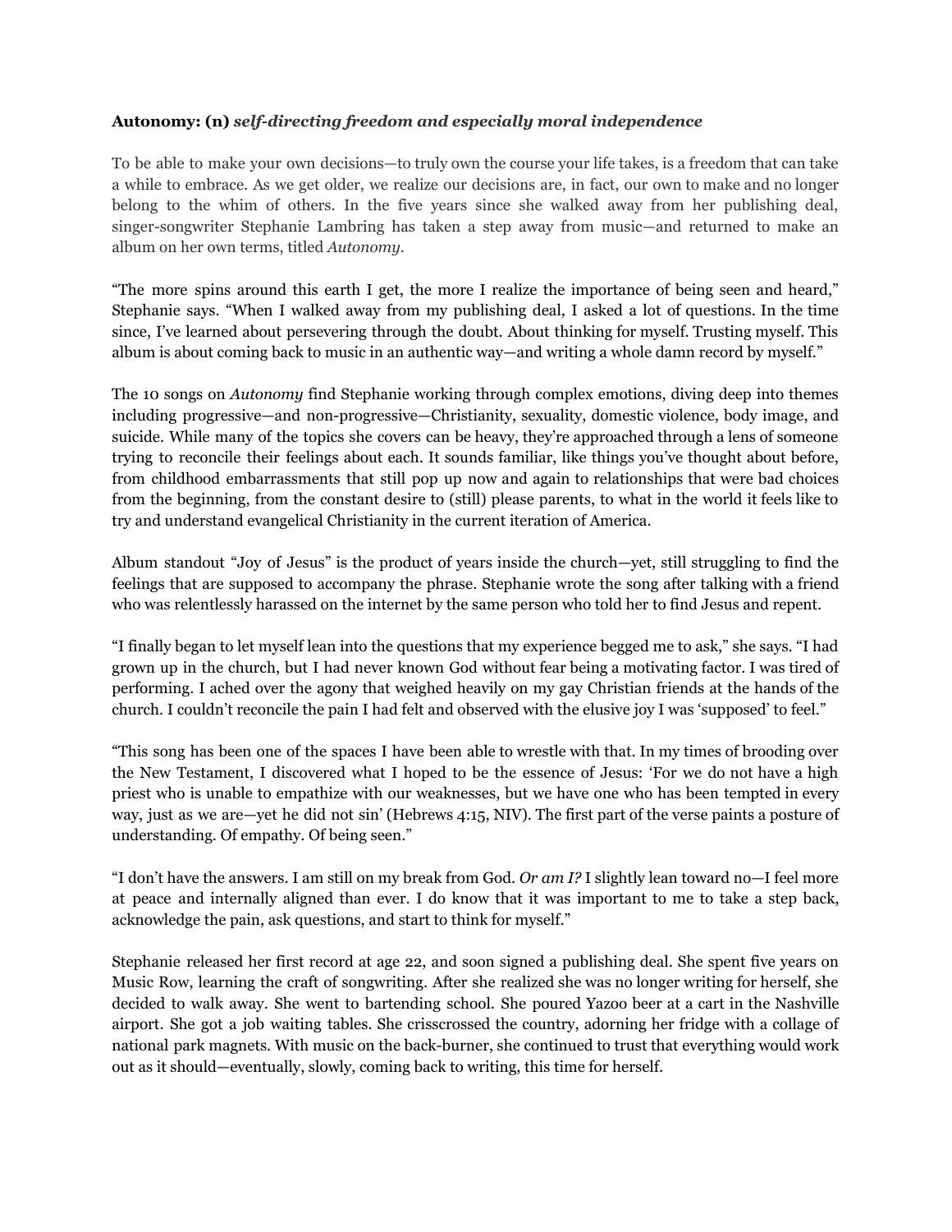**Autonomy: (n)** ***self-directing freedom and especially moral independence***

To be able to make your own decisions—to truly own the course your life takes, is a freedom that can take a while to embrace. As we get older, we realize our decisions are, in fact, our own to make and no longer belong to the whim of others. In the five years since she walked away from her publishing deal, singer-songwriter Stephanie Lambring has taken a step away from music—and returned to make an album on her own terms, titled *Autonomy*.

"The more spins around this earth I get, the more I realize the importance of being seen and heard," Stephanie says. "When I walked away from my publishing deal, I asked a lot of questions. In the time since, I've learned about persevering through the doubt. About thinking for myself. Trusting myself. This album is about coming back to music in an authentic way—and writing a whole damn record by myself."

The 10 songs on *Autonomy* find Stephanie working through complex emotions, diving deep into themes including progressive—and non-progressive—Christianity, sexuality, domestic violence, body image, and suicide. While many of the topics she covers can be heavy, they're approached through a lens of someone trying to reconcile their feelings about each. It sounds familiar, like things you've thought about before, from childhood embarrassments that still pop up now and again to relationships that were bad choices from the beginning, from the constant desire to (still) please parents, to what in the world it feels like to try and understand evangelical Christianity in the current iteration of America.

Album standout "Joy of Jesus" is the product of years inside the church—yet, still struggling to find the feelings that are supposed to accompany the phrase. Stephanie wrote the song after talking with a friend who was relentlessly harassed on the internet by the same person who told her to find Jesus and repent.

"I finally began to let myself lean into the questions that my experience begged me to ask," she says. "I had grown up in the church, but I had never known God without fear being a motivating factor. I was tired of performing. I ached over the agony that weighed heavily on my gay Christian friends at the hands of the church. I couldn't reconcile the pain I had felt and observed with the elusive joy I was 'supposed' to feel."

"This song has been one of the spaces I have been able to wrestle with that. In my times of brooding over the New Testament, I discovered what I hoped to be the essence of Jesus: 'For we do not have a high priest who is unable to empathize with our weaknesses, but we have one who has been tempted in every way, just as we are—yet he did not sin' (Hebrews 4:15, NIV). The first part of the verse paints a posture of understanding. Of empathy. Of being seen."

"I don't have the answers. I am still on my break from God. *Or am I?* I slightly lean toward no—I feel more at peace and internally aligned than ever. I do know that it was important to me to take a step back, acknowledge the pain, ask questions, and start to think for myself."

Stephanie released her first record at age 22, and soon signed a publishing deal. She spent five years on Music Row, learning the craft of songwriting. After she realized she was no longer writing for herself, she decided to walk away. She went to bartending school. She poured Yazoo beer at a cart in the Nashville airport. She got a job waiting tables. She crisscrossed the country, adorning her fridge with a collage of national park magnets. With music on the back-burner, she continued to trust that everything would work out as it should—eventually, slowly, coming back to writing, this time for herself.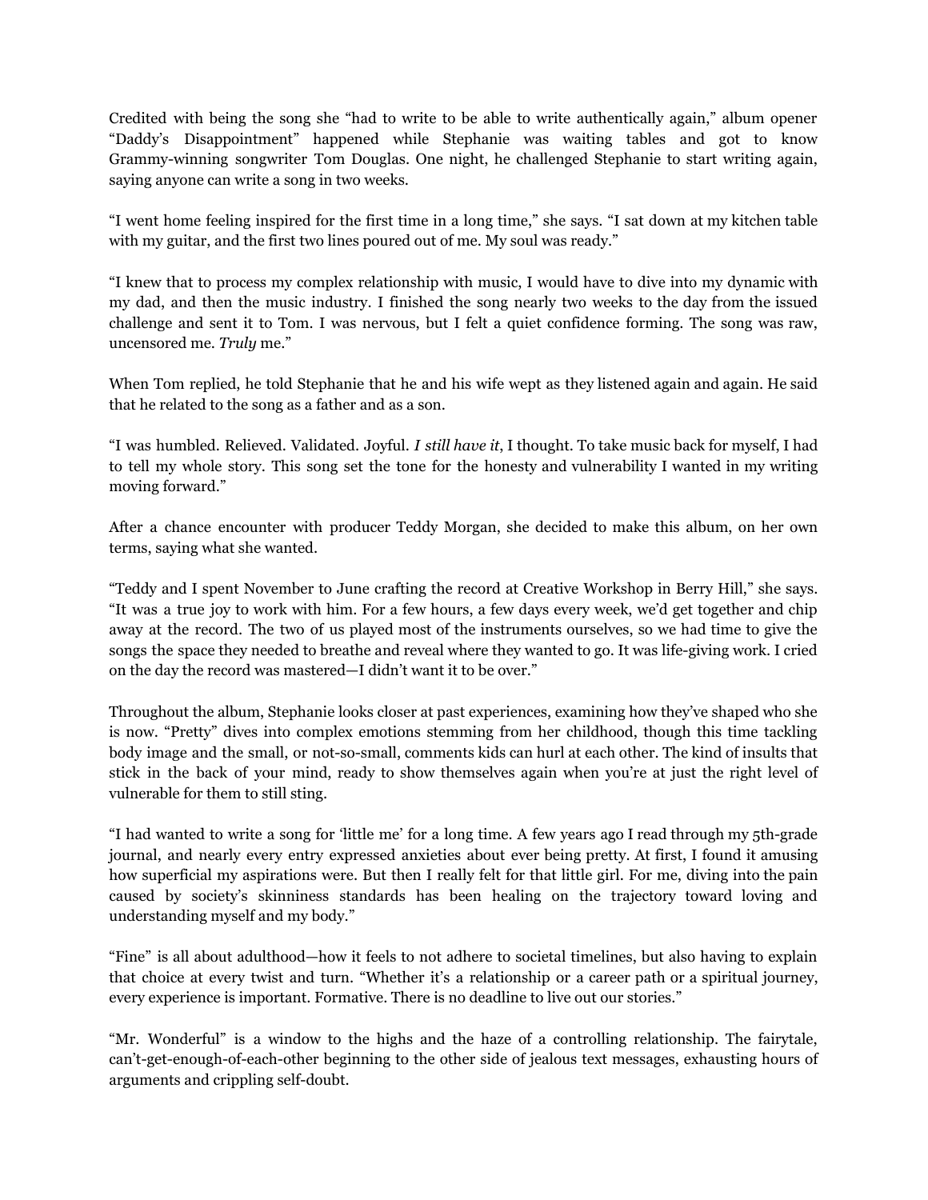Credited with being the song she "had to write to be able to write authentically again," album opener "Daddy's Disappointment" happened while Stephanie was waiting tables and got to know Grammy-winning songwriter Tom Douglas. One night, he challenged Stephanie to start writing again, saying anyone can write a song in two weeks.

"I went home feeling inspired for the first time in a long time," she says. "I sat down at my kitchen table with my guitar, and the first two lines poured out of me. My soul was ready."

"I knew that to process my complex relationship with music, I would have to dive into my dynamic with my dad, and then the music industry. I finished the song nearly two weeks to the day from the issued challenge and sent it to Tom. I was nervous, but I felt a quiet confidence forming. The song was raw, uncensored me. *Truly* me."

When Tom replied, he told Stephanie that he and his wife wept as they listened again and again. He said that he related to the song as a father and as a son.

"I was humbled. Relieved. Validated. Joyful. *I still have it*, I thought. To take music back for myself, I had to tell my whole story. This song set the tone for the honesty and vulnerability I wanted in my writing moving forward."

After a chance encounter with producer Teddy Morgan, she decided to make this album, on her own terms, saying what she wanted.

"Teddy and I spent November to June crafting the record at Creative Workshop in Berry Hill," she says. "It was a true joy to work with him. For a few hours, a few days every week, we'd get together and chip away at the record. The two of us played most of the instruments ourselves, so we had time to give the songs the space they needed to breathe and reveal where they wanted to go. It was life-giving work. I cried on the day the record was mastered—I didn't want it to be over."

Throughout the album, Stephanie looks closer at past experiences, examining how they've shaped who she is now. "Pretty" dives into complex emotions stemming from her childhood, though this time tackling body image and the small, or not-so-small, comments kids can hurl at each other. The kind of insults that stick in the back of your mind, ready to show themselves again when you're at just the right level of vulnerable for them to still sting.

"I had wanted to write a song for 'little me' for a long time. A few years ago I read through my 5th-grade journal, and nearly every entry expressed anxieties about ever being pretty. At first, I found it amusing how superficial my aspirations were. But then I really felt for that little girl. For me, diving into the pain caused by society's skinniness standards has been healing on the trajectory toward loving and understanding myself and my body."

"Fine" is all about adulthood—how it feels to not adhere to societal timelines, but also having to explain that choice at every twist and turn. "Whether it's a relationship or a career path or a spiritual journey, every experience is important. Formative. There is no deadline to live out our stories."

"Mr. Wonderful" is a window to the highs and the haze of a controlling relationship. The fairytale, can't-get-enough-of-each-other beginning to the other side of jealous text messages, exhausting hours of arguments and crippling self-doubt.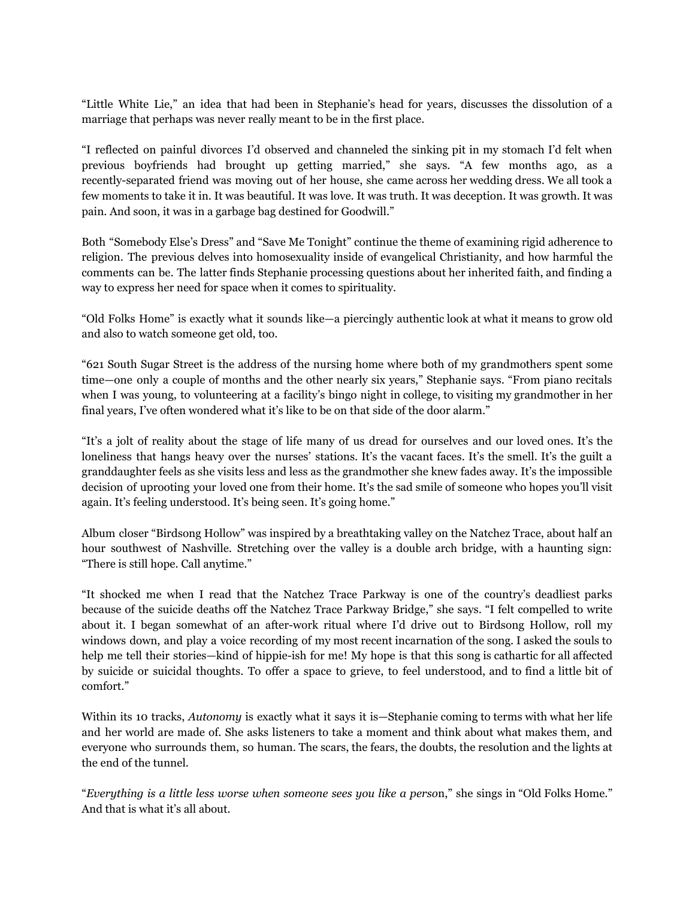"Little White Lie," an idea that had been in Stephanie's head for years, discusses the dissolution of a marriage that perhaps was never really meant to be in the first place.

"I reflected on painful divorces I'd observed and channeled the sinking pit in my stomach I'd felt when previous boyfriends had brought up getting married," she says. "A few months ago, as a recently-separated friend was moving out of her house, she came across her wedding dress. We all took a few moments to take it in. It was beautiful. It was love. It was truth. It was deception. It was growth. It was pain. And soon, it was in a garbage bag destined for Goodwill."

Both "Somebody Else's Dress" and "Save Me Tonight" continue the theme of examining rigid adherence to religion. The previous delves into homosexuality inside of evangelical Christianity, and how harmful the comments can be. The latter finds Stephanie processing questions about her inherited faith, and finding a way to express her need for space when it comes to spirituality.

"Old Folks Home" is exactly what it sounds like—a piercingly authentic look at what it means to grow old and also to watch someone get old, too.

"621 South Sugar Street is the address of the nursing home where both of my grandmothers spent some time—one only a couple of months and the other nearly six years," Stephanie says. "From piano recitals when I was young, to volunteering at a facility's bingo night in college, to visiting my grandmother in her final years, I've often wondered what it's like to be on that side of the door alarm."

"It's a jolt of reality about the stage of life many of us dread for ourselves and our loved ones. It's the loneliness that hangs heavy over the nurses' stations. It's the vacant faces. It's the smell. It's the guilt a granddaughter feels as she visits less and less as the grandmother she knew fades away. It's the impossible decision of uprooting your loved one from their home. It's the sad smile of someone who hopes you'll visit again. It's feeling understood. It's being seen. It's going home."

Album closer "Birdsong Hollow" was inspired by a breathtaking valley on the Natchez Trace, about half an hour southwest of Nashville. Stretching over the valley is a double arch bridge, with a haunting sign: "There is still hope. Call anytime."

"It shocked me when I read that the Natchez Trace Parkway is one of the country's deadliest parks because of the suicide deaths off the Natchez Trace Parkway Bridge," she says. "I felt compelled to write about it. I began somewhat of an after-work ritual where I'd drive out to Birdsong Hollow, roll my windows down, and play a voice recording of my most recent incarnation of the song. I asked the souls to help me tell their stories—kind of hippie-ish for me! My hope is that this song is cathartic for all affected by suicide or suicidal thoughts. To offer a space to grieve, to feel understood, and to find a little bit of comfort."

Within its 10 tracks, *Autonomy* is exactly what it says it is—Stephanie coming to terms with what her life and her world are made of. She asks listeners to take a moment and think about what makes them, and everyone who surrounds them, so human. The scars, the fears, the doubts, the resolution and the lights at the end of the tunnel.

"*Everything is a little less worse when someone sees you like a perso*n," she sings in "Old Folks Home." And that is what it's all about.